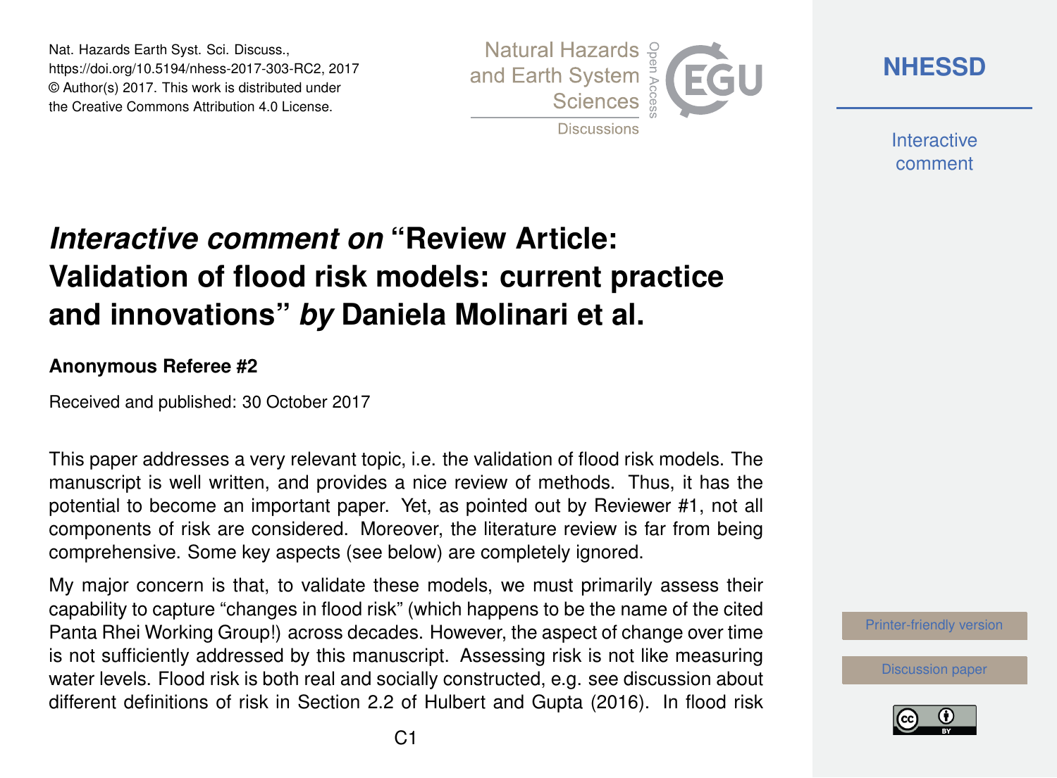Nat. Hazards Earth Syst. Sci. Discuss.,
https://doi.org/10.5194/nhess-2017-303-RC2, 2017
© Author(s) 2017. This work is distributed under
the Creative Commons Attribution 4.0 License.

# *Interactive comment on* "Review Article: Validation of flood risk models: current practice and innovations" *by* Daniela Molinari et al.

**Anonymous Referee #2**

Received and published: 30 October 2017

This paper addresses a very relevant topic, i.e. the validation of flood risk models. The manuscript is well written, and provides a nice review of methods. Thus, it has the potential to become an important paper. Yet, as pointed out by Reviewer #1, not all components of risk are considered. Moreover, the literature review is far from being comprehensive. Some key aspects (see below) are completely ignored.

My major concern is that, to validate these models, we must primarily assess their capability to capture "changes in flood risk" (which happens to be the name of the cited Panta Rhei Working Group!) across decades. However, the aspect of change over time is not sufficiently addressed by this manuscript. Assessing risk is not like measuring water levels. Flood risk is both real and socially constructed, e.g. see discussion about different definitions of risk in Section 2.2 of Hulbert and Gupta (2016). In flood risk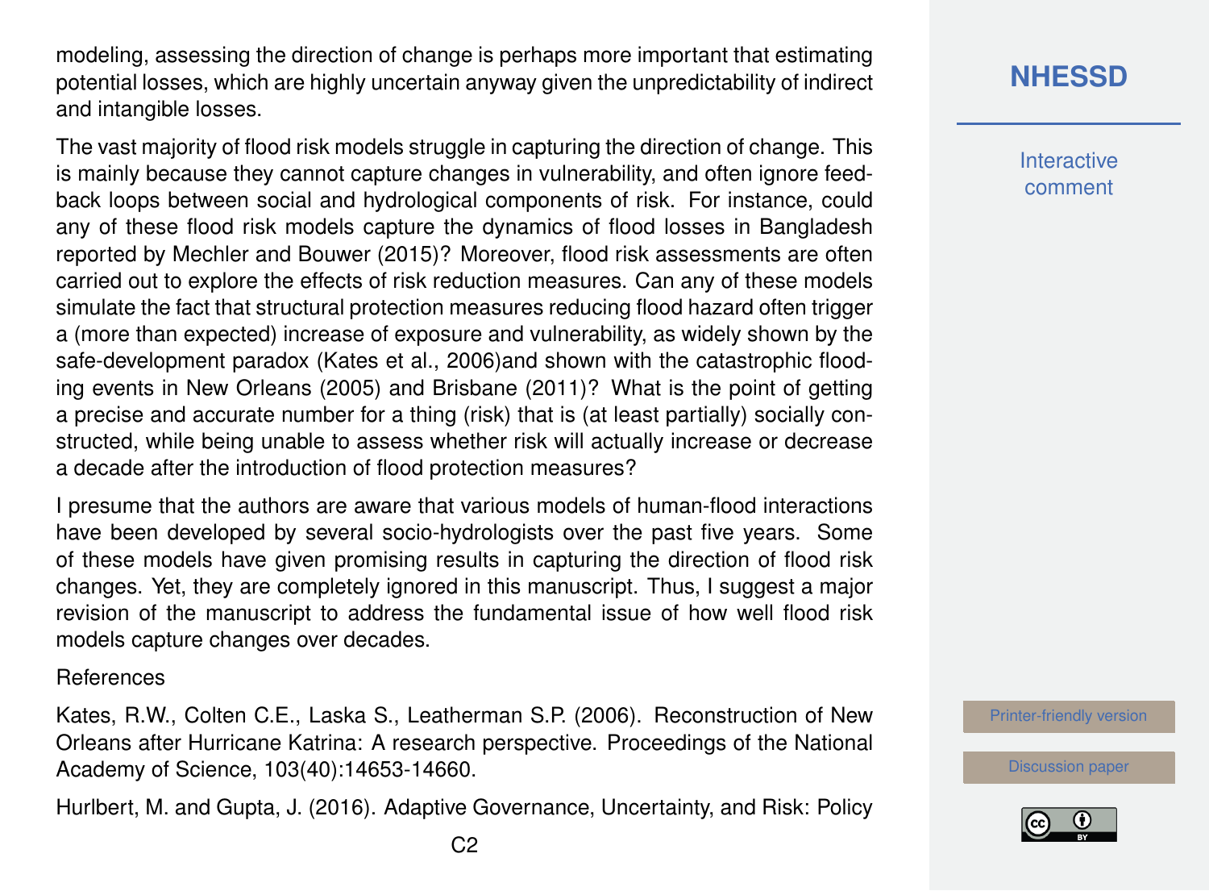modeling, assessing the direction of change is perhaps more important that estimating potential losses, which are highly uncertain anyway given the unpredictability of indirect and intangible losses.

The vast majority of flood risk models struggle in capturing the direction of change. This is mainly because they cannot capture changes in vulnerability, and often ignore feedback loops between social and hydrological components of risk. For instance, could any of these flood risk models capture the dynamics of flood losses in Bangladesh reported by Mechler and Bouwer (2015)? Moreover, flood risk assessments are often carried out to explore the effects of risk reduction measures. Can any of these models simulate the fact that structural protection measures reducing flood hazard often trigger a (more than expected) increase of exposure and vulnerability, as widely shown by the safe-development paradox (Kates et al., 2006)and shown with the catastrophic flooding events in New Orleans (2005) and Brisbane (2011)? What is the point of getting a precise and accurate number for a thing (risk) that is (at least partially) socially constructed, while being unable to assess whether risk will actually increase or decrease a decade after the introduction of flood protection measures?

I presume that the authors are aware that various models of human-flood interactions have been developed by several socio-hydrologists over the past five years. Some of these models have given promising results in capturing the direction of flood risk changes. Yet, they are completely ignored in this manuscript. Thus, I suggest a major revision of the manuscript to address the fundamental issue of how well flood risk models capture changes over decades.

References

Kates, R.W., Colten C.E., Laska S., Leatherman S.P. (2006). Reconstruction of New Orleans after Hurricane Katrina: A research perspective. Proceedings of the National Academy of Science, 103(40):14653-14660.

Hurlbert, M. and Gupta, J. (2016). Adaptive Governance, Uncertainty, and Risk: Policy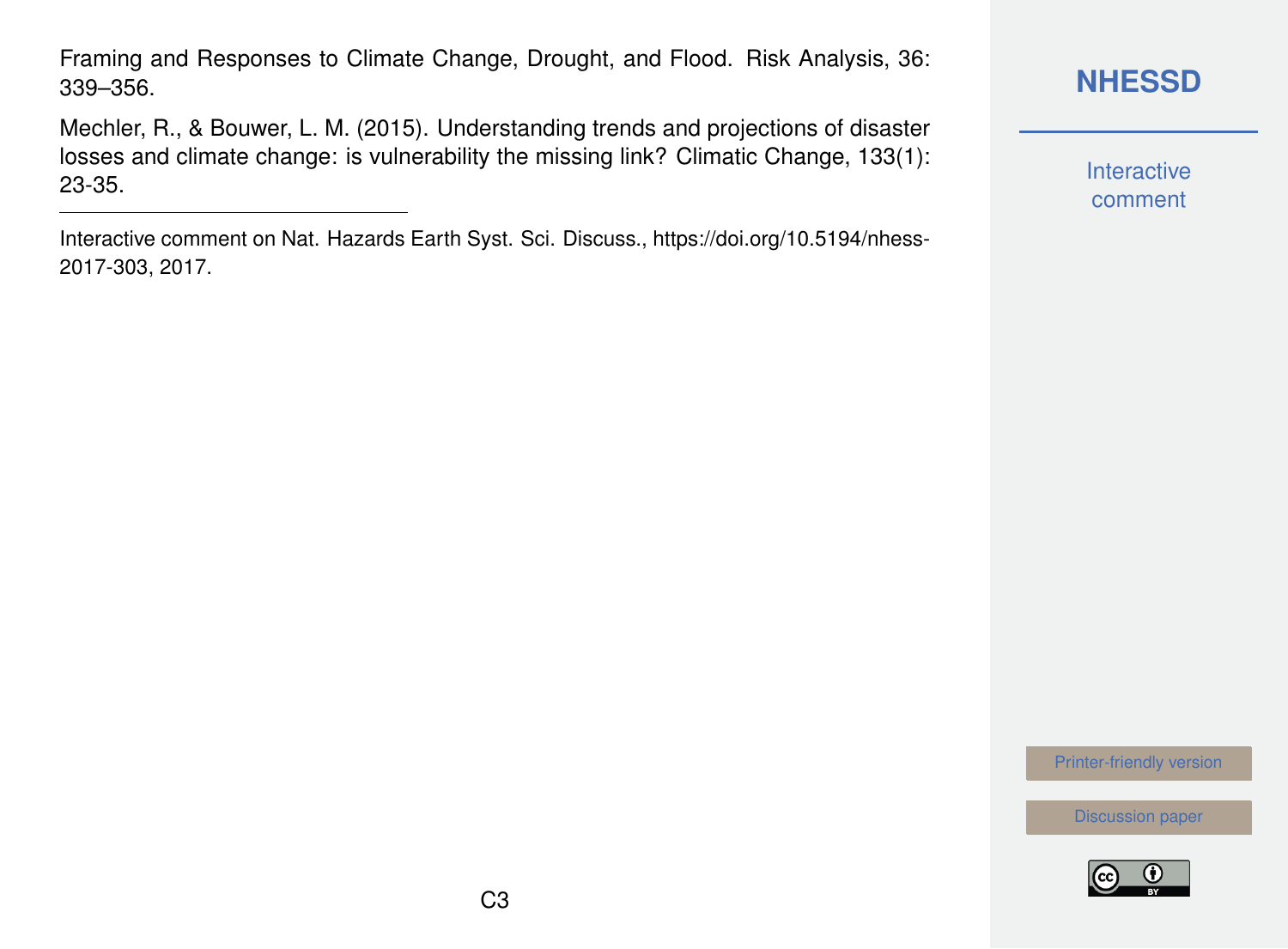Framing and Responses to Climate Change, Drought, and Flood. Risk Analysis, 36: 339–356.

Mechler, R., & Bouwer, L. M. (2015). Understanding trends and projections of disaster losses and climate change: is vulnerability the missing link? Climatic Change, 133(1): 23-35.

---

Interactive comment on Nat. Hazards Earth Syst. Sci. Discuss., https://doi.org/10.5194/nhess-2017-303, 2017.